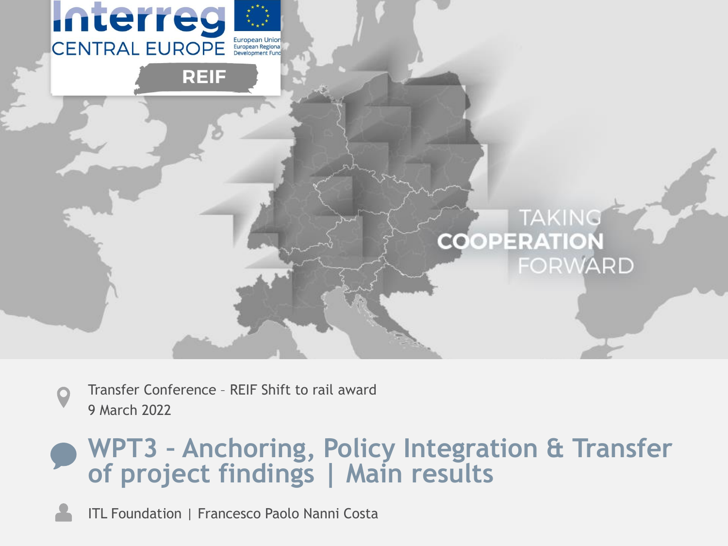Interreg CENTRAL EUROPE

European Union
European Regional Development Fund

REIF

TAKING COOPERATION FORWARD

Transfer Conference – REIF Shift to rail award
9 March 2022

# WPT3 – Anchoring, Policy Integration & Transfer of project findings | Main results

ITL Foundation | Francesco Paolo Nanni Costa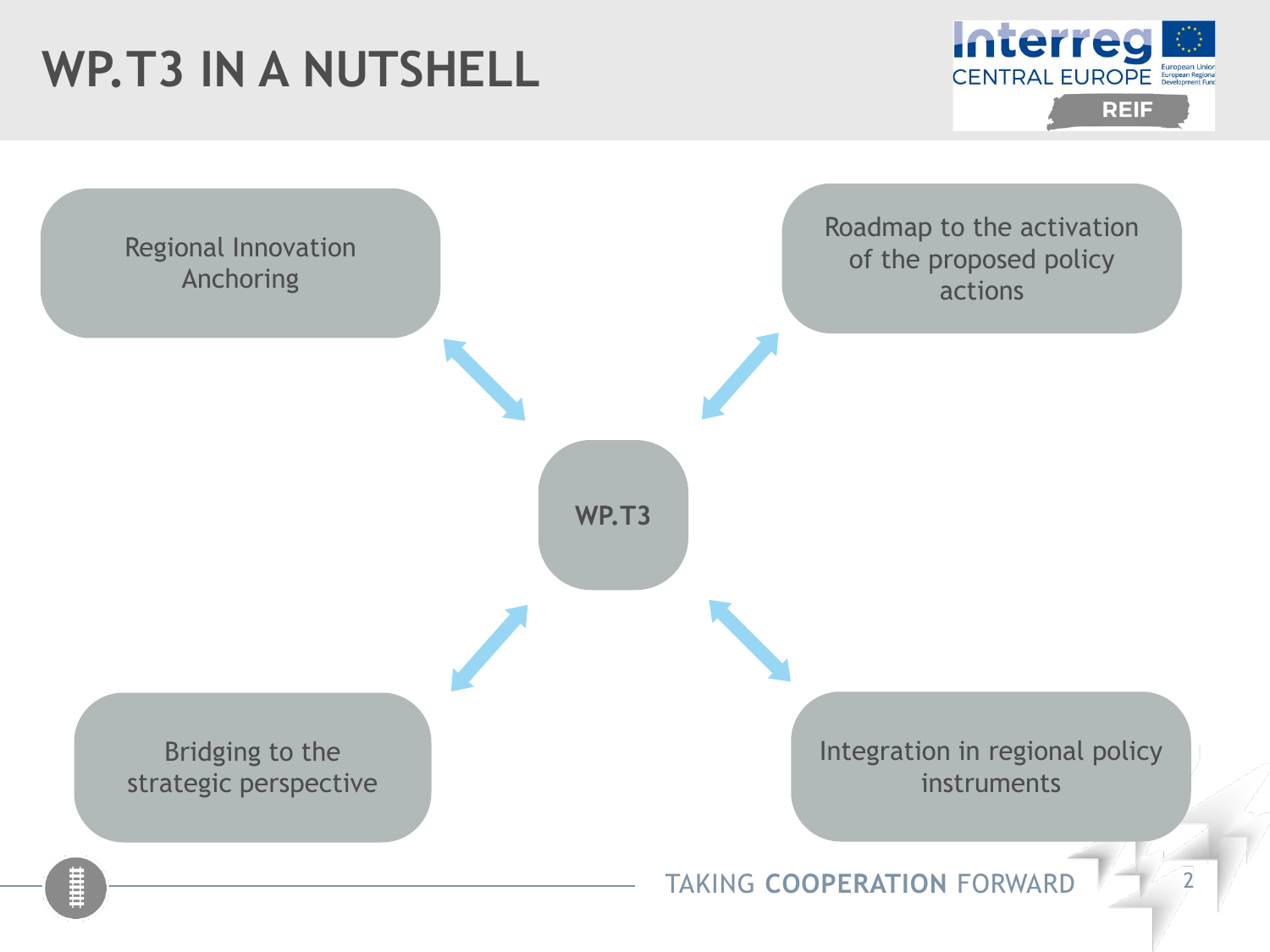# WP.T3 IN A NUTSHELL

**WP.T3**

- Regional Innovation Anchoring
- Roadmap to the activation of the proposed policy actions
- Bridging to the strategic perspective
- Integration in regional policy instruments

TAKING **COOPERATION** FORWARD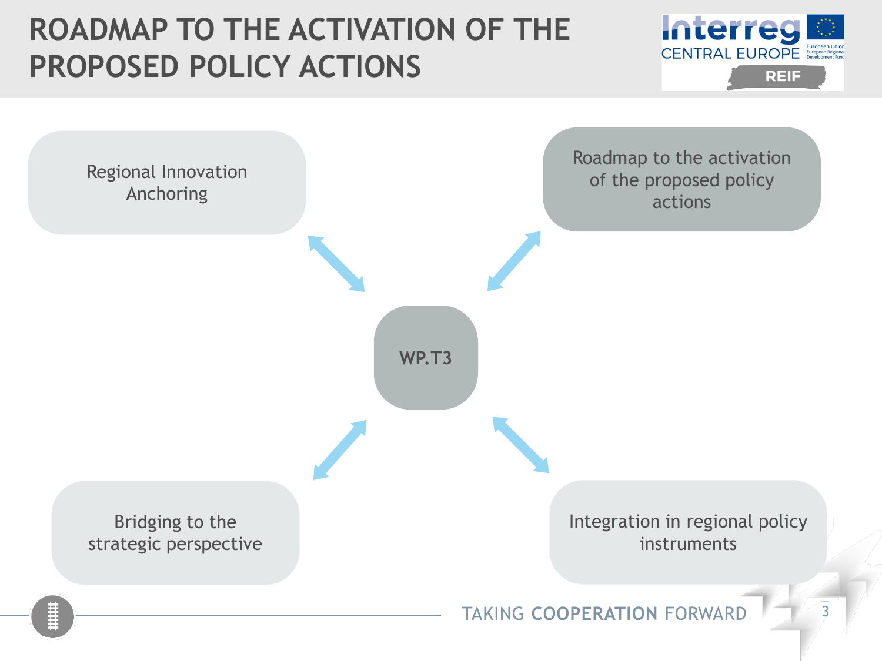# ROADMAP TO THE ACTIVATION OF THE PROPOSED POLICY ACTIONS

Regional Innovation Anchoring

Roadmap to the activation of the proposed policy actions

**WP.T3**

Bridging to the strategic perspective

Integration in regional policy instruments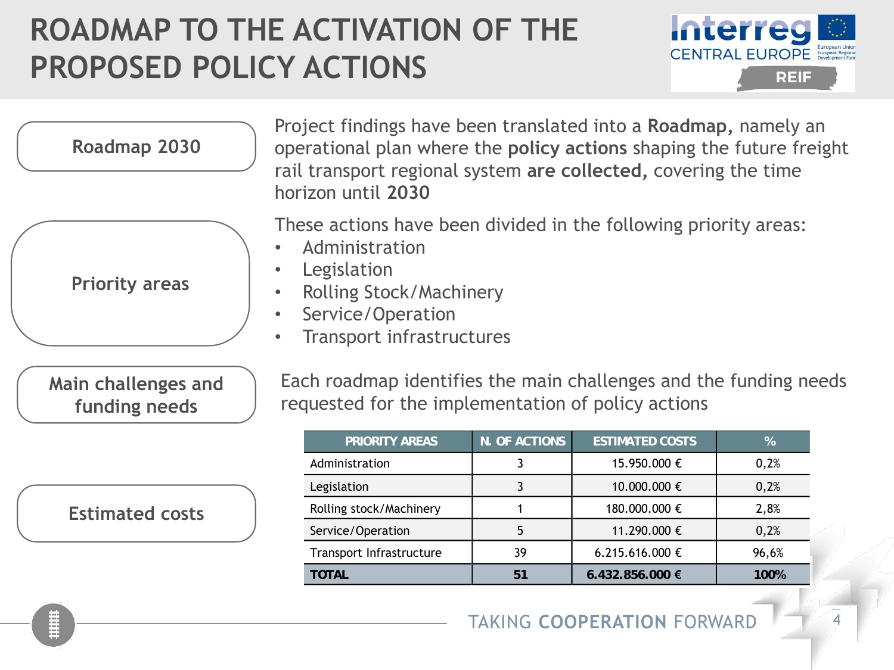# ROADMAP TO THE ACTIVATION OF THE PROPOSED POLICY ACTIONS

**Roadmap 2030**

Project findings have been translated into a **Roadmap**, namely an operational plan where the **policy actions** shaping the future freight rail transport regional system **are collected**, covering the time horizon until **2030**

**Priority areas**

These actions have been divided in the following priority areas:

- Administration
- Legislation
- Rolling Stock/Machinery
- Service/Operation
- Transport infrastructures

**Main challenges and funding needs**

Each roadmap identifies the main challenges and the funding needs requested for the implementation of policy actions

**Estimated costs**

| PRIORITY AREAS | N. OF ACTIONS | ESTIMATED COSTS | % |
|---|---|---|---|
| Administration | 3 | 15.950.000 € | 0,2% |
| Legislation | 3 | 10.000.000 € | 0,2% |
| Rolling stock/Machinery | 1 | 180.000.000 € | 2,8% |
| Service/Operation | 5 | 11.290.000 € | 0,2% |
| Transport Infrastructure | 39 | 6.215.616.000 € | 96,6% |
| **TOTAL** | **51** | **6.432.856.000 €** | **100%** |

TAKING **COOPERATION** FORWARD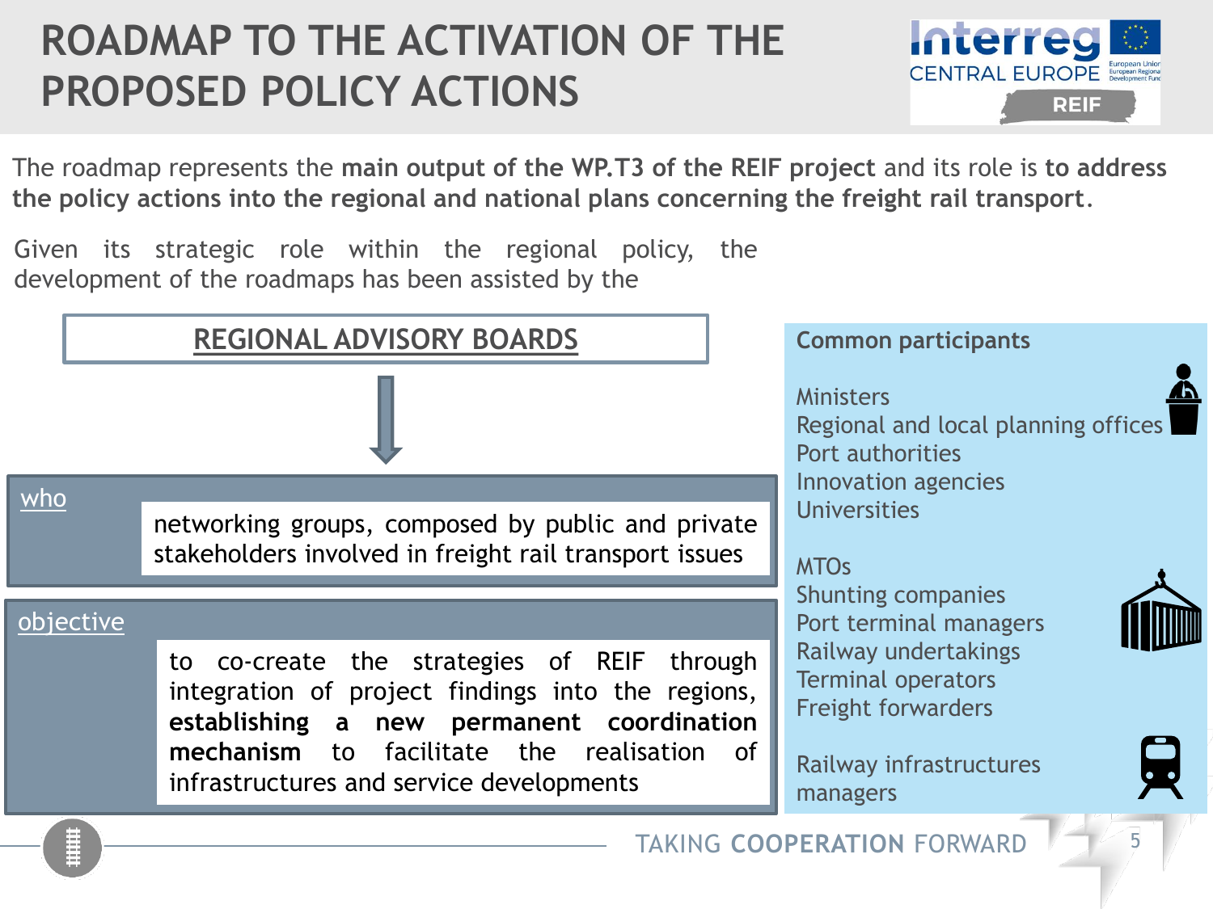# ROADMAP TO THE ACTIVATION OF THE PROPOSED POLICY ACTIONS

The roadmap represents the **main output of the WP.T3 of the REIF project** and its role is **to address the policy actions into the regional and national plans concerning the freight rail transport**.

Given its strategic role within the regional policy, the development of the roadmaps has been assisted by the

## REGIONAL ADVISORY BOARDS

**who**

networking groups, composed by public and private stakeholders involved in freight rail transport issues

**objective**

to co-create the strategies of REIF through integration of project findings into the regions, **establishing a new permanent coordination mechanism** to facilitate the realisation of infrastructures and service developments

### Common participants

- Ministers
- Regional and local planning offices
- Port authorities
- Innovation agencies
- Universities

- MTOs
- Shunting companies
- Port terminal managers
- Railway undertakings
- Terminal operators
- Freight forwarders

- Railway infrastructures managers

TAKING **COOPERATION** FORWARD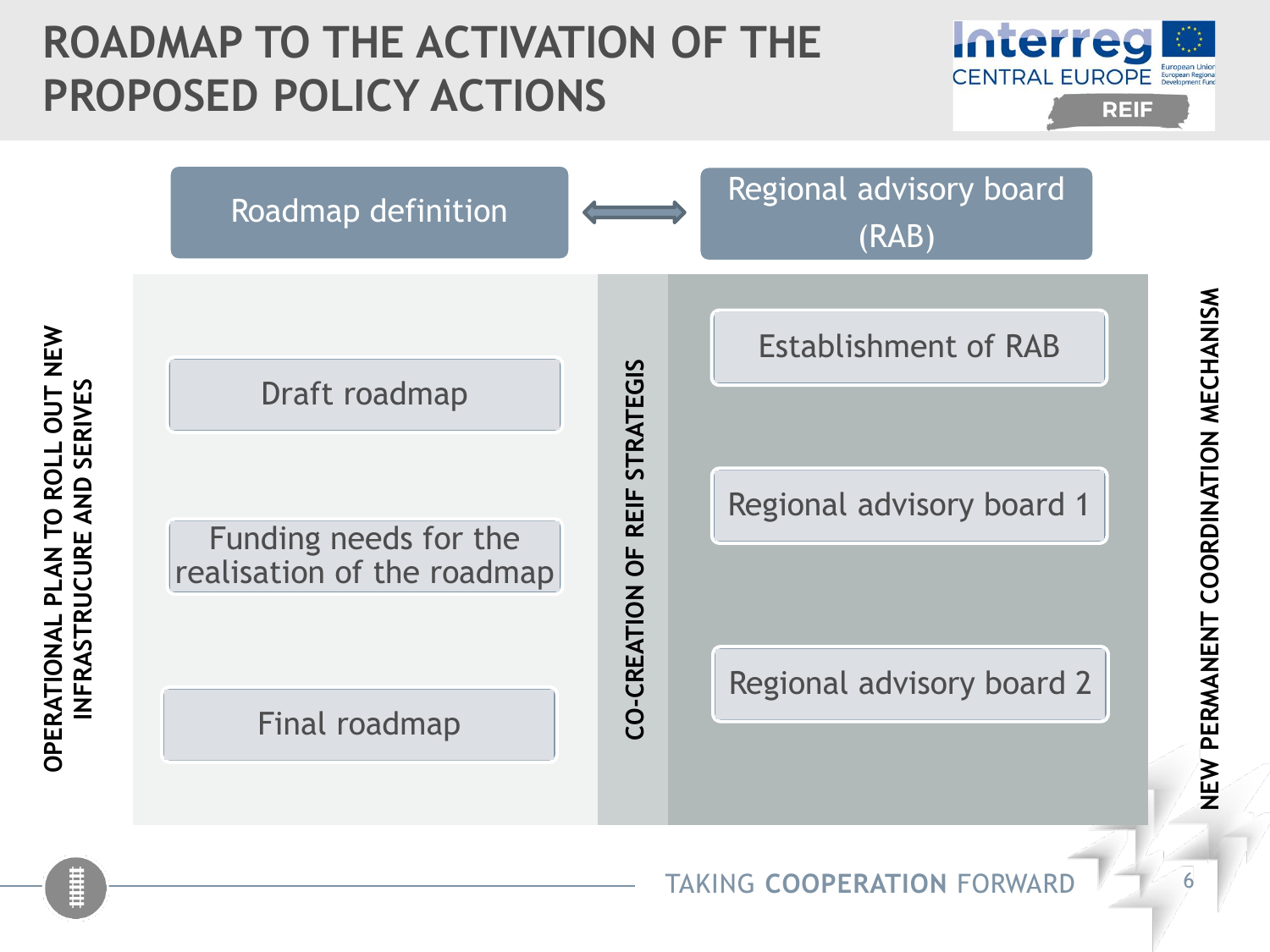# ROADMAP TO THE ACTIVATION OF THE PROPOSED POLICY ACTIONS

Roadmap definition ⟷ Regional advisory board (RAB)

**OPERATIONAL PLAN TO ROLL OUT NEW INFRASTRUCURE AND SERIVES**

- Draft roadmap
- Funding needs for the realisation of the roadmap
- Final roadmap

**CO-CREATION OF REIF STRATEGIS**

**NEW PERMANENT COORDINATION MECHANISM**

- Establishment of RAB
- Regional advisory board 1
- Regional advisory board 2

TAKING **COOPERATION** FORWARD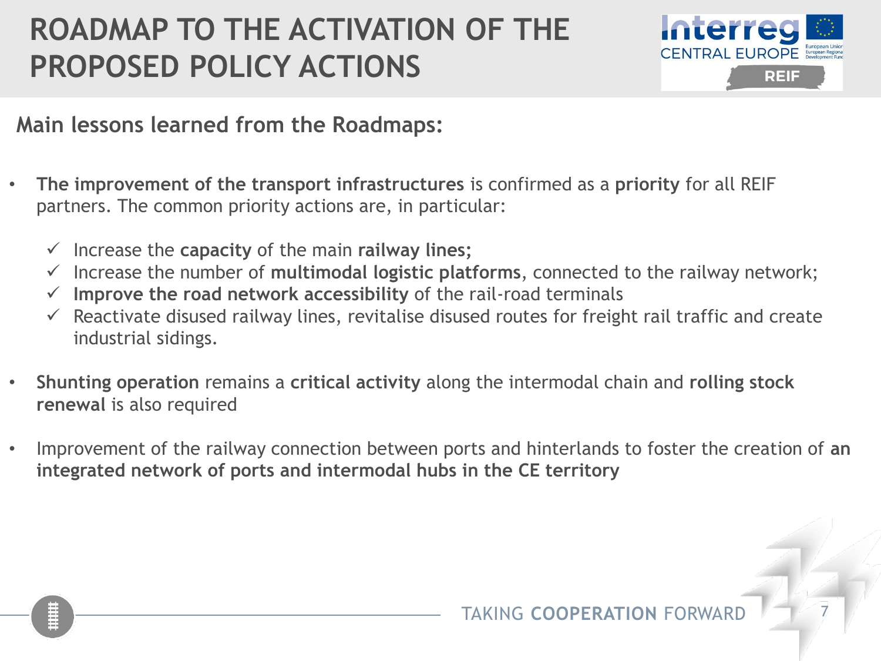# ROADMAP TO THE ACTIVATION OF THE PROPOSED POLICY ACTIONS

## Main lessons learned from the Roadmaps:

- **The improvement of the transport infrastructures** is confirmed as a **priority** for all REIF partners. The common priority actions are, in particular:
  - ✓ Increase the **capacity** of the main **railway lines;**
  - ✓ Increase the number of **multimodal logistic platforms**, connected to the railway network;
  - ✓ **Improve the road network accessibility** of the rail-road terminals
  - ✓ Reactivate disused railway lines, revitalise disused routes for freight rail traffic and create industrial sidings.

- **Shunting operation** remains a **critical activity** along the intermodal chain and **rolling stock renewal** is also required

- Improvement of the railway connection between ports and hinterlands to foster the creation of **an integrated network of ports and intermodal hubs in the CE territory**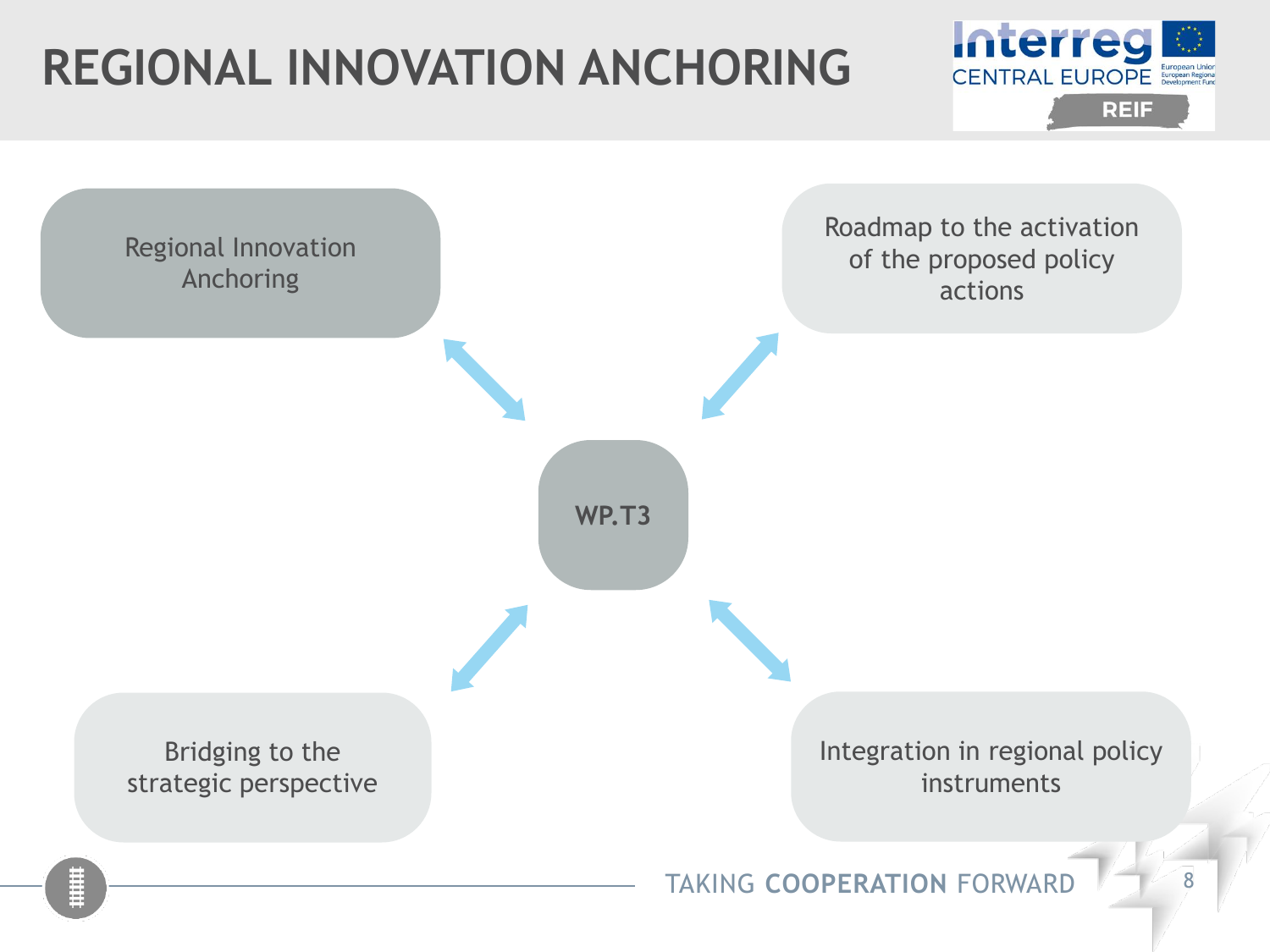# REGIONAL INNOVATION ANCHORING

**WP.T3**

- Regional Innovation Anchoring
- Roadmap to the activation of the proposed policy actions
- Bridging to the strategic perspective
- Integration in regional policy instruments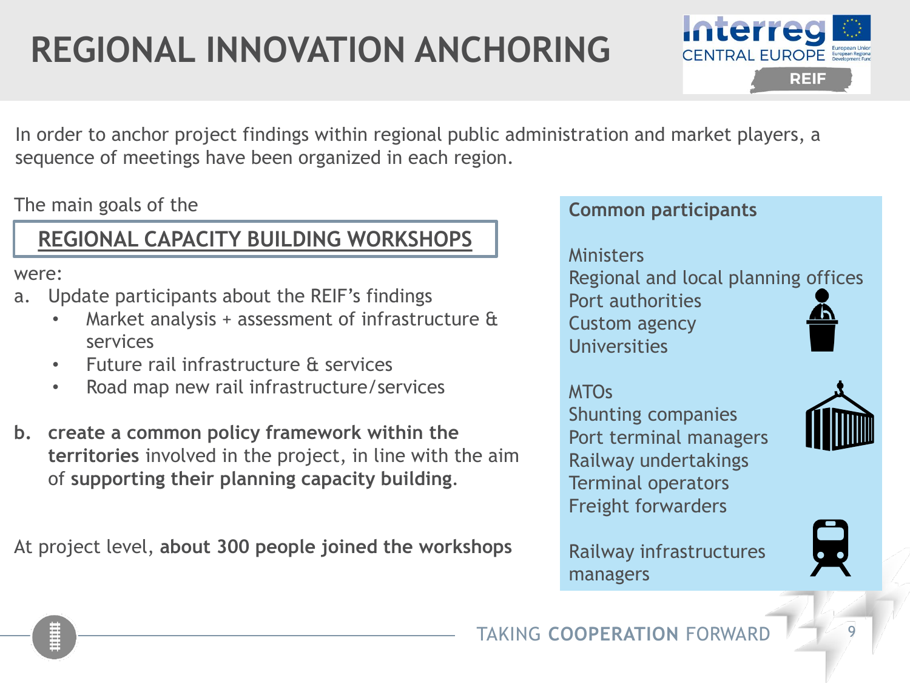# REGIONAL INNOVATION ANCHORING

In order to anchor project findings within regional public administration and market players, a sequence of meetings have been organized in each region.

The main goals of the

**REGIONAL CAPACITY BUILDING WORKSHOPS**

were:

a. Update participants about the REIF's findings
   - Market analysis + assessment of infrastructure & services
   - Future rail infrastructure & services
   - Road map new rail infrastructure/services

b. **create a common policy framework within the territories** involved in the project, in line with the aim of **supporting their planning capacity building**.

At project level, **about 300 people joined the workshops**

**Common participants**

Ministers
Regional and local planning offices
Port authorities
Custom agency
Universities

MTOs
Shunting companies
Port terminal managers
Railway undertakings
Terminal operators
Freight forwarders

Railway infrastructures managers

TAKING **COOPERATION** FORWARD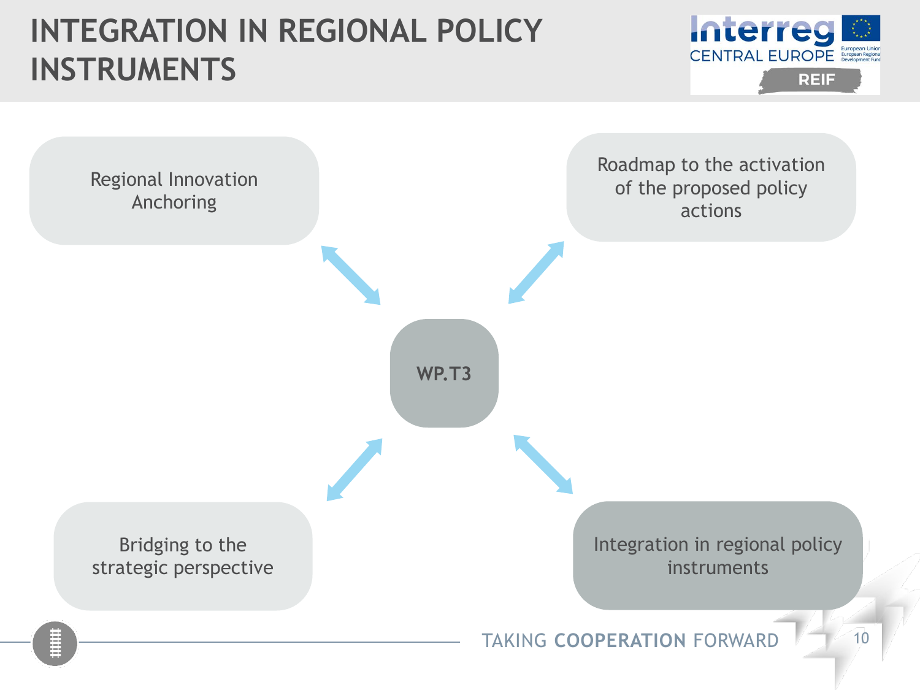# INTEGRATION IN REGIONAL POLICY INSTRUMENTS

Regional Innovation Anchoring

Roadmap to the activation of the proposed policy actions

**WP.T3**

Bridging to the strategic perspective

Integration in regional policy instruments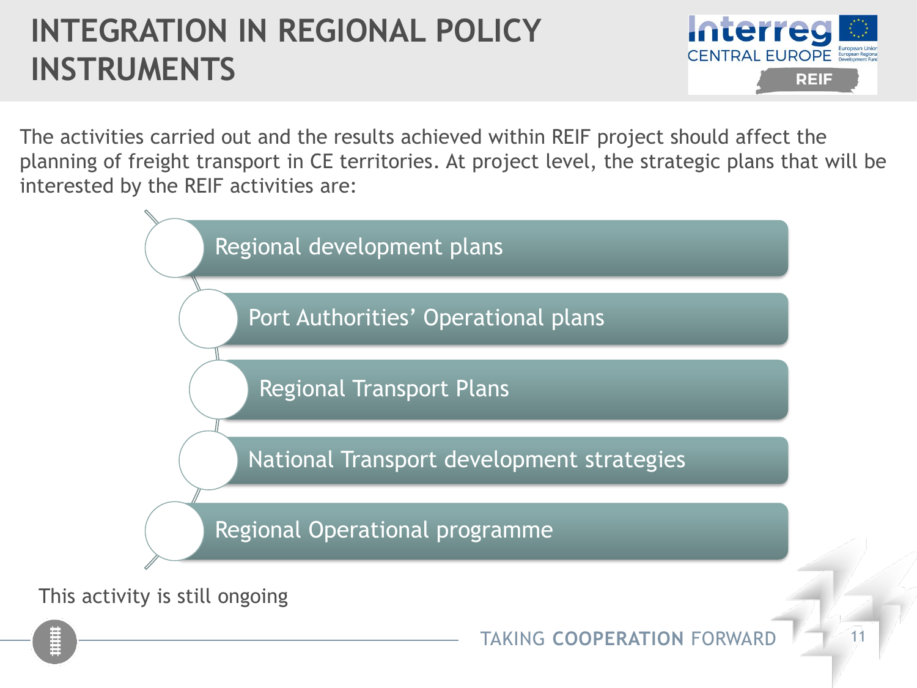# INTEGRATION IN REGIONAL POLICY INSTRUMENTS

The activities carried out and the results achieved within REIF project should affect the planning of freight transport in CE territories. At project level, the strategic plans that will be interested by the REIF activities are:

- Regional development plans
- Port Authorities' Operational plans
- Regional Transport Plans
- National Transport development strategies
- Regional Operational programme

This activity is still ongoing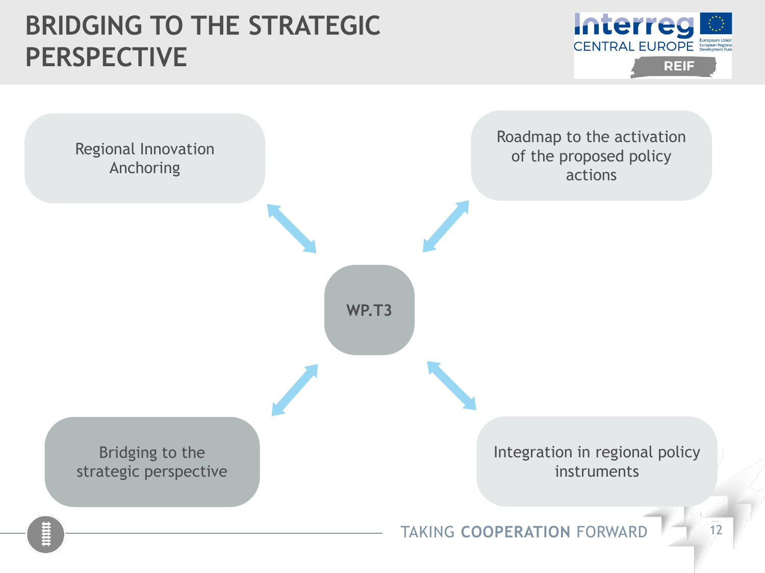# BRIDGING TO THE STRATEGIC PERSPECTIVE

- Regional Innovation Anchoring
- Roadmap to the activation of the proposed policy actions
- **WP.T3**
- Bridging to the strategic perspective
- Integration in regional policy instruments

TAKING **COOPERATION** FORWARD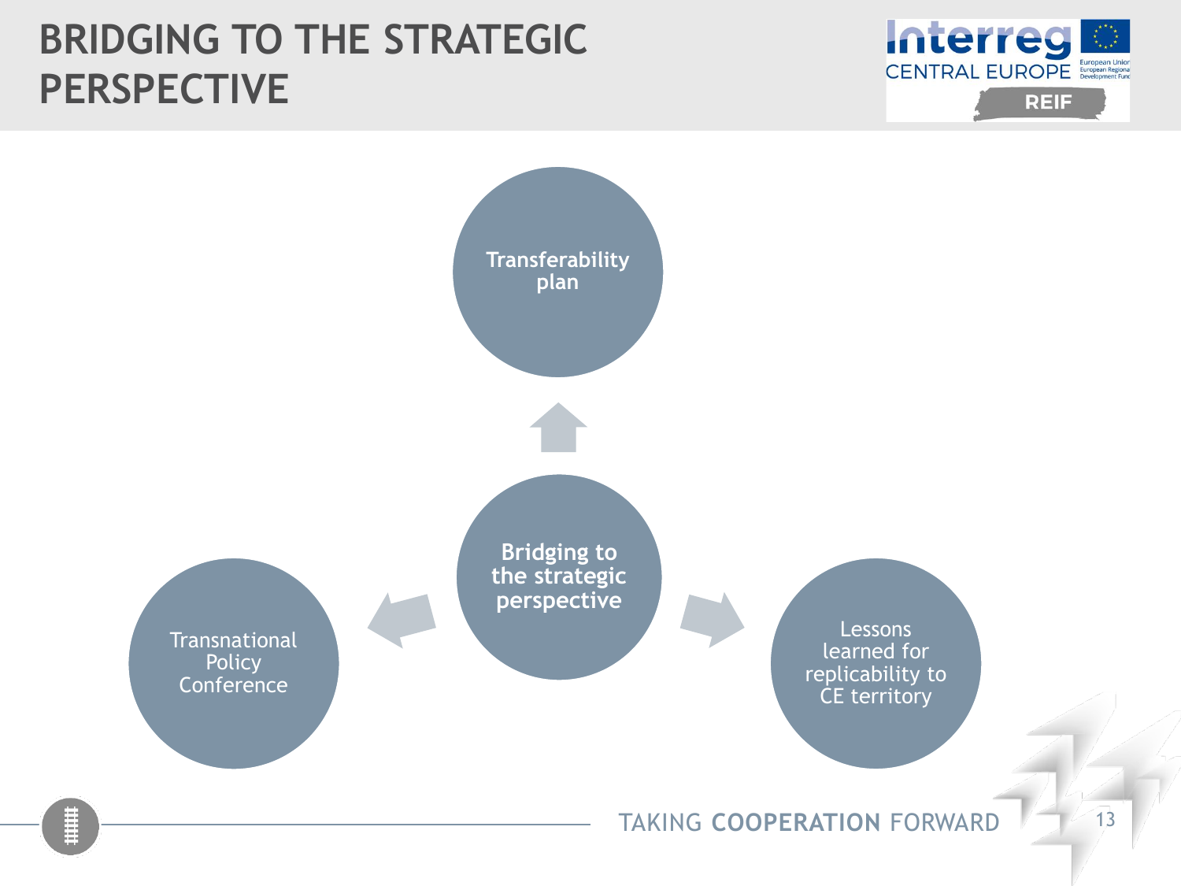# BRIDGING TO THE STRATEGIC PERSPECTIVE

**Bridging to the strategic perspective**

- **Transferability plan**
- Transnational Policy Conference
- Lessons learned for replicability to CE territory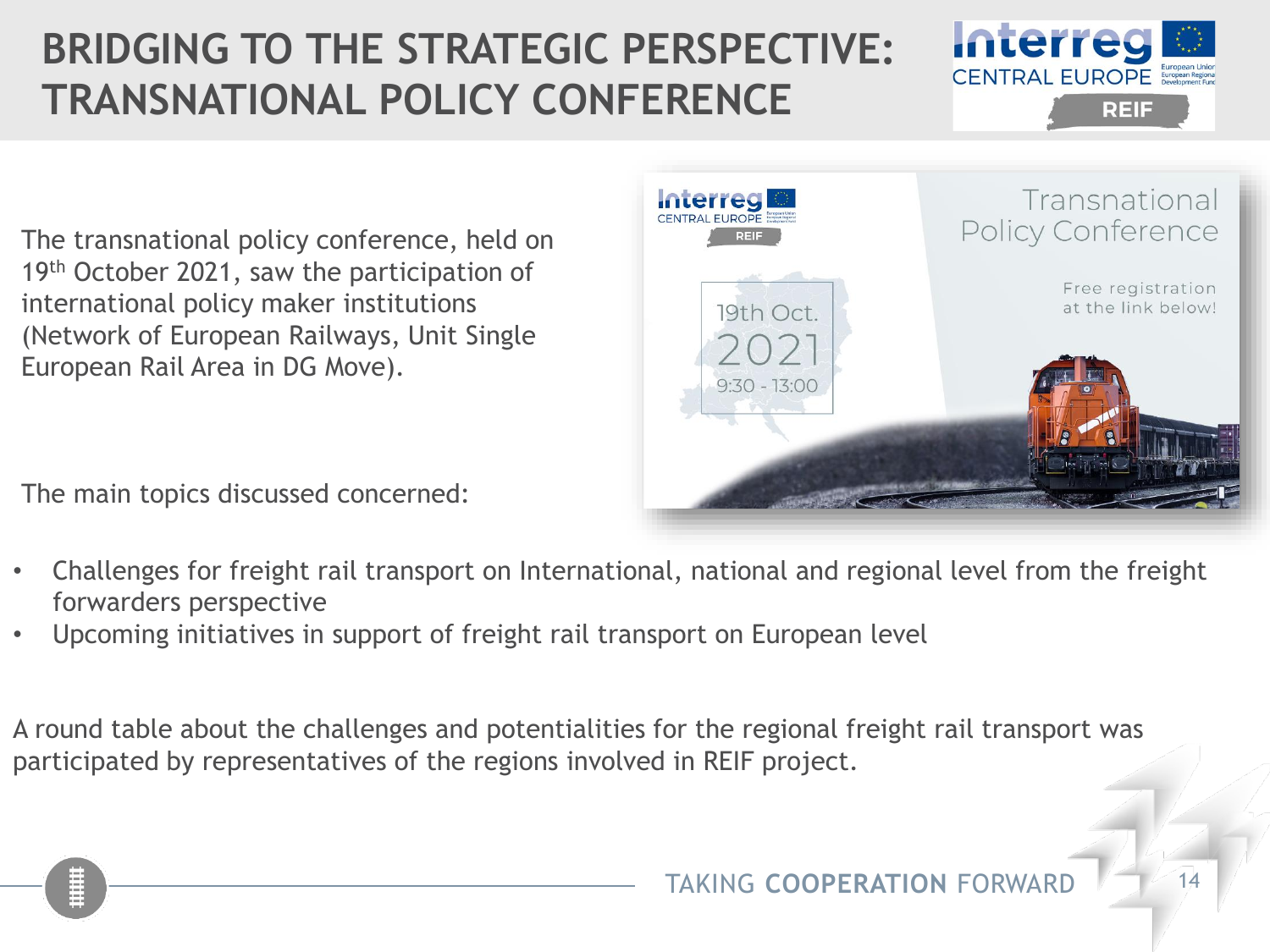# BRIDGING TO THE STRATEGIC PERSPECTIVE: TRANSNATIONAL POLICY CONFERENCE

The transnational policy conference, held on 19th October 2021, saw the participation of international policy maker institutions (Network of European Railways, Unit Single European Rail Area in DG Move).

The main topics discussed concerned:

- Challenges for freight rail transport on International, national and regional level from the freight forwarders perspective
- Upcoming initiatives in support of freight rail transport on European level

A round table about the challenges and potentialities for the regional freight rail transport was participated by representatives of the regions involved in REIF project.

TAKING **COOPERATION** FORWARD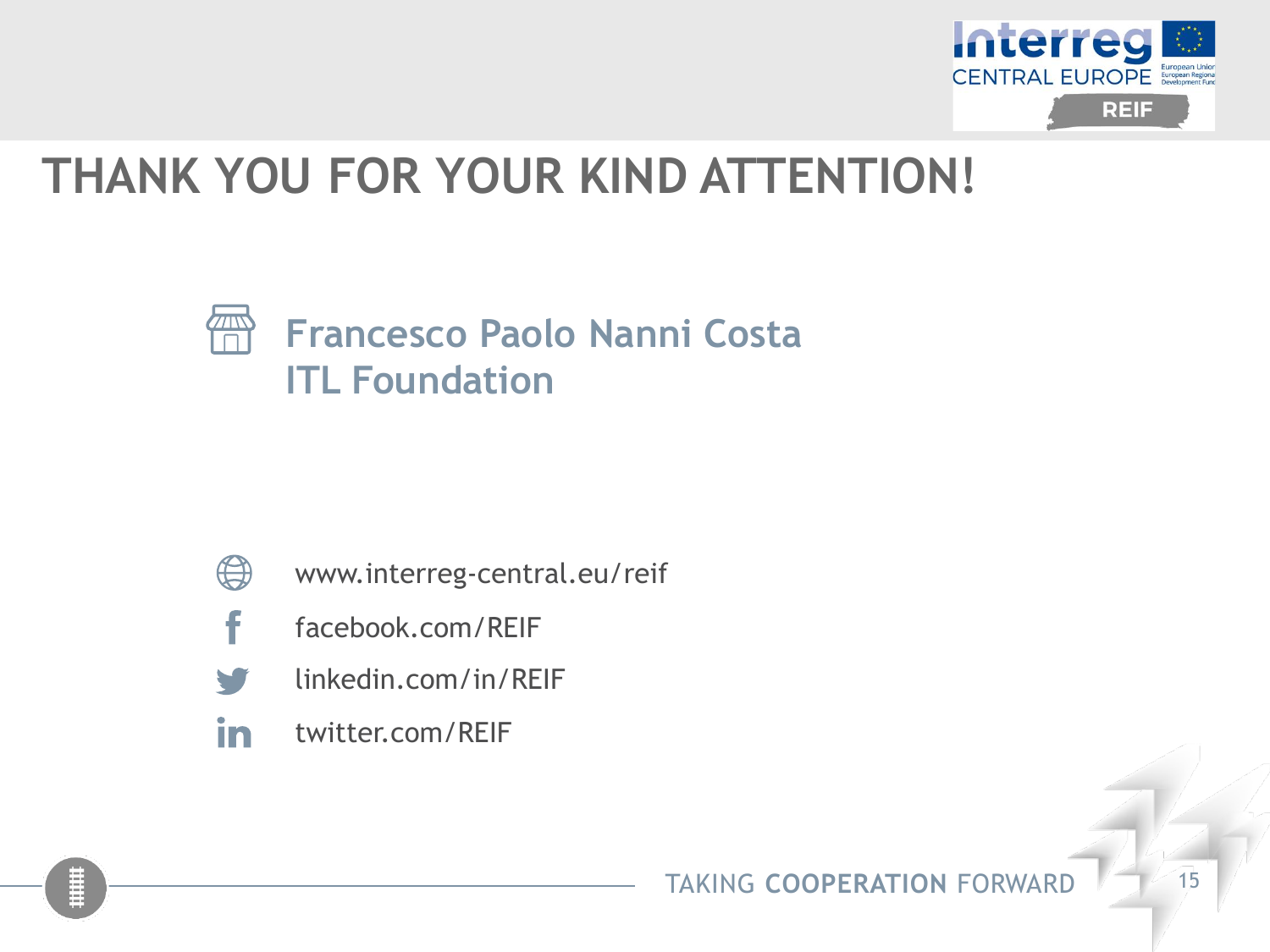# THANK YOU FOR YOUR KIND ATTENTION!

**Francesco Paolo Nanni Costa**
**ITL Foundation**

www.interreg-central.eu/reif

facebook.com/REIF

linkedin.com/in/REIF

twitter.com/REIF

TAKING **COOPERATION** FORWARD